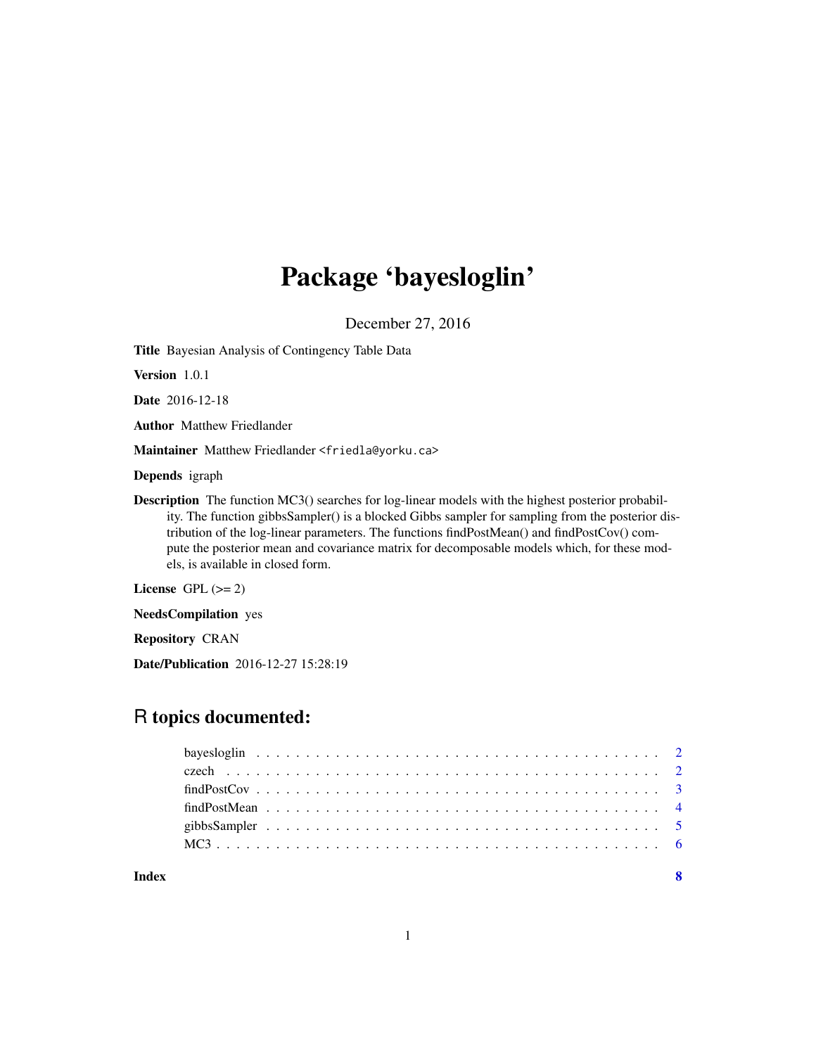# Package 'bayesloglin'

December 27, 2016

**Title** Bayesian Analysis of Contingency Table Data

**Version** 1.0.1

**Date** 2016-12-18

**Author** Matthew Friedlander

**Maintainer** Matthew Friedlander <friedla@yorku.ca>

**Depends** igraph

**Description** The function MC3() searches for log-linear models with the highest posterior probability. The function gibbsSampler() is a blocked Gibbs sampler for sampling from the posterior distribution of the log-linear parameters. The functions findPostMean() and findPostCov() compute the posterior mean and covariance matrix for decomposable models which, for these models, is available in closed form.

**License** GPL (>= 2)

**NeedsCompilation** yes

**Repository** CRAN

**Date/Publication** 2016-12-27 15:28:19

## R topics documented:

| | |
|---|---|
| bayesloglin | 2 |
| czech | 2 |
| findPostCov | 3 |
| findPostMean | 4 |
| gibbsSampler | 5 |
| MC3 | 6 |
| **Index** | **8** |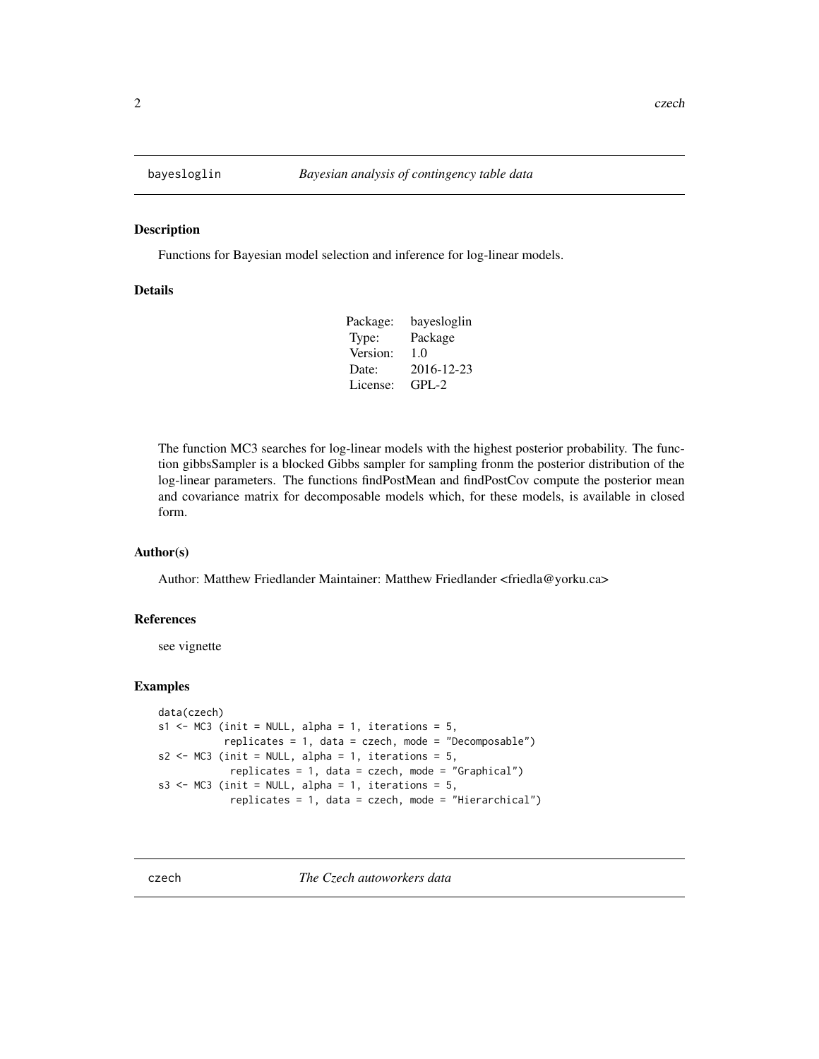## bayesloglin — *Bayesian analysis of contingency table data*

### Description

Functions for Bayesian model selection and inference for log-linear models.

### Details

| | |
|---|---|
| Package: | bayesloglin |
| Type: | Package |
| Version: | 1.0 |
| Date: | 2016-12-23 |
| License: | GPL-2 |

The function MC3 searches for log-linear models with the highest posterior probability. The function gibbsSampler is a blocked Gibbs sampler for sampling fronm the posterior distribution of the log-linear parameters. The functions findPostMean and findPostCov compute the posterior mean and covariance matrix for decomposable models which, for these models, is available in closed form.

### Author(s)

Author: Matthew Friedlander Maintainer: Matthew Friedlander <friedla@yorku.ca>

### References

see vignette

### Examples

```
data(czech)
s1 <- MC3 (init = NULL, alpha = 1, iterations = 5,
          replicates = 1, data = czech, mode = "Decomposable")
s2 <- MC3 (init = NULL, alpha = 1, iterations = 5,
           replicates = 1, data = czech, mode = "Graphical")
s3 <- MC3 (init = NULL, alpha = 1, iterations = 5,
           replicates = 1, data = czech, mode = "Hierarchical")
```

## czech — *The Czech autoworkers data*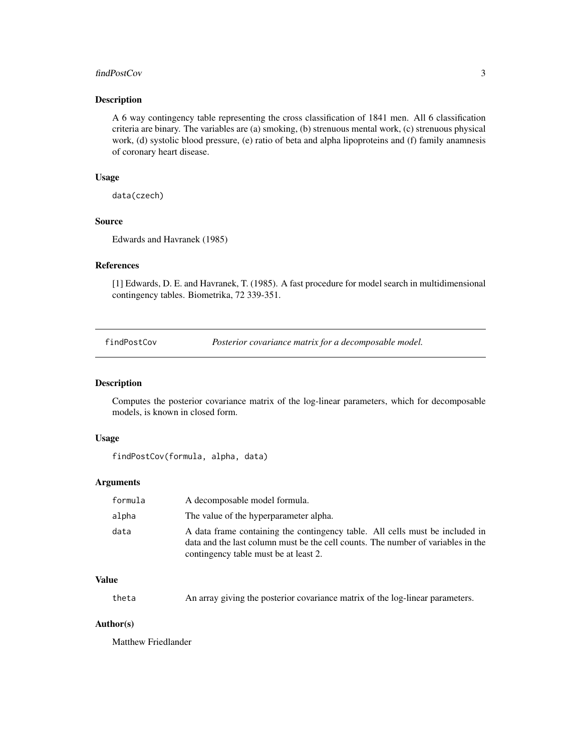### Description

A 6 way contingency table representing the cross classification of 1841 men. All 6 classification criteria are binary. The variables are (a) smoking, (b) strenuous mental work, (c) strenuous physical work, (d) systolic blood pressure, (e) ratio of beta and alpha lipoproteins and (f) family anamnesis of coronary heart disease.

### Usage

```
data(czech)
```

### Source

Edwards and Havranek (1985)

### References

[1] Edwards, D. E. and Havranek, T. (1985). A fast procedure for model search in multidimensional contingency tables. Biometrika, 72 339-351.

---

## findPostCov &nbsp;&nbsp;&nbsp; *Posterior covariance matrix for a decomposable model.*

---

### Description

Computes the posterior covariance matrix of the log-linear parameters, which for decomposable models, is known in closed form.

### Usage

```
findPostCov(formula, alpha, data)
```

### Arguments

| | |
|---|---|
| `formula` | A decomposable model formula. |
| `alpha` | The value of the hyperparameter alpha. |
| `data` | A data frame containing the contingency table. All cells must be included in data and the last column must be the cell counts. The number of variables in the contingency table must be at least 2. |

### Value

| | |
|---|---|
| `theta` | An array giving the posterior covariance matrix of the log-linear parameters. |

### Author(s)

Matthew Friedlander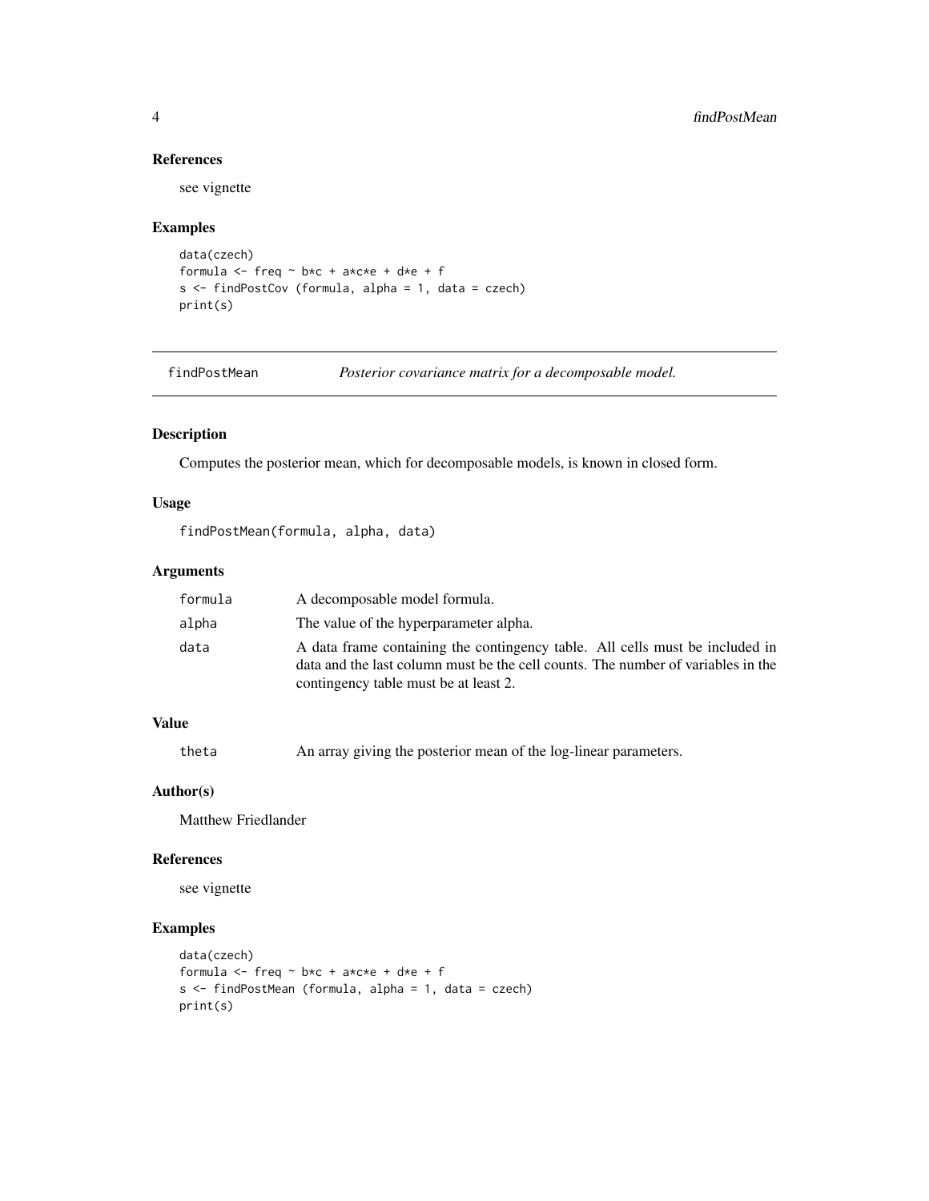### References

see vignette

### Examples

```
data(czech)
formula <- freq ~ b*c + a*c*e + d*e + f
s <- findPostCov (formula, alpha = 1, data = czech)
print(s)
```

## findPostMean — *Posterior covariance matrix for a decomposable model.*

### Description

Computes the posterior mean, which for decomposable models, is known in closed form.

### Usage

```
findPostMean(formula, alpha, data)
```

### Arguments

| | |
|---|---|
| formula | A decomposable model formula. |
| alpha | The value of the hyperparameter alpha. |
| data | A data frame containing the contingency table. All cells must be included in data and the last column must be the cell counts. The number of variables in the contingency table must be at least 2. |

### Value

| | |
|---|---|
| theta | An array giving the posterior mean of the log-linear parameters. |

### Author(s)

Matthew Friedlander

### References

see vignette

### Examples

```
data(czech)
formula <- freq ~ b*c + a*c*e + d*e + f
s <- findPostMean (formula, alpha = 1, data = czech)
print(s)
```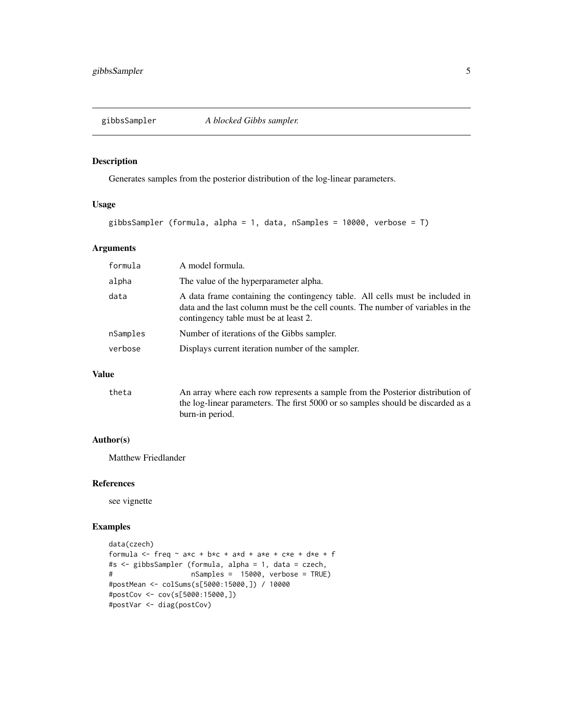## gibbsSampler *A blocked Gibbs sampler.*

### Description

Generates samples from the posterior distribution of the log-linear parameters.

### Usage

```
gibbsSampler (formula, alpha = 1, data, nSamples = 10000, verbose = T)
```

### Arguments

| | |
|---|---|
| `formula` | A model formula. |
| `alpha` | The value of the hyperparameter alpha. |
| `data` | A data frame containing the contingency table. All cells must be included in data and the last column must be the cell counts. The number of variables in the contingency table must be at least 2. |
| `nSamples` | Number of iterations of the Gibbs sampler. |
| `verbose` | Displays current iteration number of the sampler. |

### Value

| | |
|---|---|
| `theta` | An array where each row represents a sample from the Posterior distribution of the log-linear parameters. The first 5000 or so samples should be discarded as a burn-in period. |

### Author(s)

Matthew Friedlander

### References

see vignette

### Examples

```
data(czech)
formula <- freq ~ a*c + b*c + a*d + a*e + c*e + d*e + f
#s <- gibbsSampler (formula, alpha = 1, data = czech,
#                   nSamples =  15000, verbose = TRUE)
#postMean <- colSums(s[5000:15000,]) / 10000
#postCov <- cov(s[5000:15000,])
#postVar <- diag(postCov)
```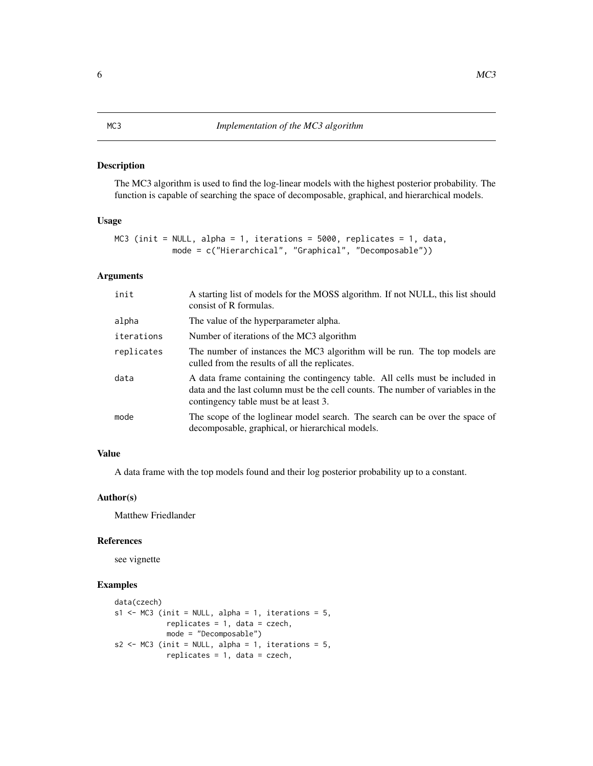## MC3 — *Implementation of the MC3 algorithm*

### Description

The MC3 algorithm is used to find the log-linear models with the highest posterior probability. The function is capable of searching the space of decomposable, graphical, and hierarchical models.

### Usage

```
MC3 (init = NULL, alpha = 1, iterations = 5000, replicates = 1, data,
          mode = c("Hierarchical", "Graphical", "Decomposable"))
```

### Arguments

| | |
|---|---|
| `init` | A starting list of models for the MOSS algorithm. If not NULL, this list should consist of R formulas. |
| `alpha` | The value of the hyperparameter alpha. |
| `iterations` | Number of iterations of the MC3 algorithm |
| `replicates` | The number of instances the MC3 algorithm will be run. The top models are culled from the results of all the replicates. |
| `data` | A data frame containing the contingency table. All cells must be included in data and the last column must be the cell counts. The number of variables in the contingency table must be at least 3. |
| `mode` | The scope of the loglinear model search. The search can be over the space of decomposable, graphical, or hierarchical models. |

### Value

A data frame with the top models found and their log posterior probability up to a constant.

### Author(s)

Matthew Friedlander

### References

see vignette

### Examples

```
data(czech)
s1 <- MC3 (init = NULL, alpha = 1, iterations = 5,
          replicates = 1, data = czech,
          mode = "Decomposable")
s2 <- MC3 (init = NULL, alpha = 1, iterations = 5,
          replicates = 1, data = czech,
```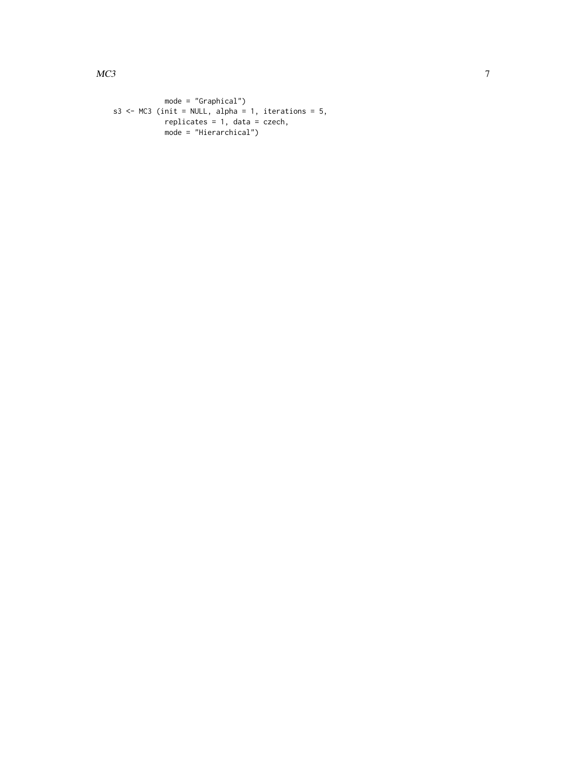```
            mode = "Graphical")
s3 <- MC3 (init = NULL, alpha = 1, iterations = 5,
            replicates = 1, data = czech,
            mode = "Hierarchical")
```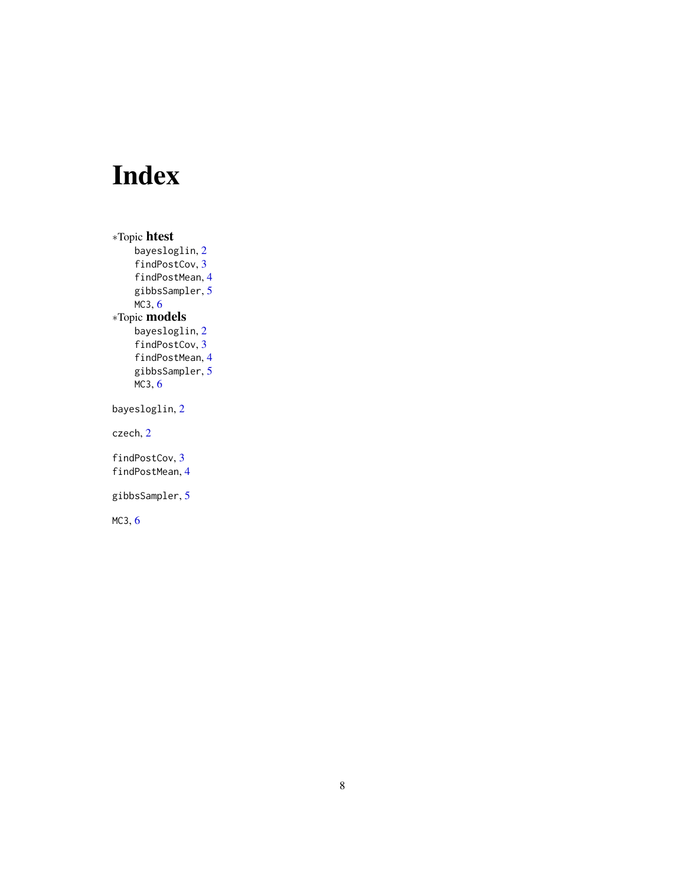# Index

*Topic **htest**
- bayesloglin, 2
- findPostCov, 3
- findPostMean, 4
- gibbsSampler, 5
- MC3, 6

*Topic **models**
- bayesloglin, 2
- findPostCov, 3
- findPostMean, 4
- gibbsSampler, 5
- MC3, 6

bayesloglin, 2

czech, 2

findPostCov, 3
findPostMean, 4

gibbsSampler, 5

MC3, 6